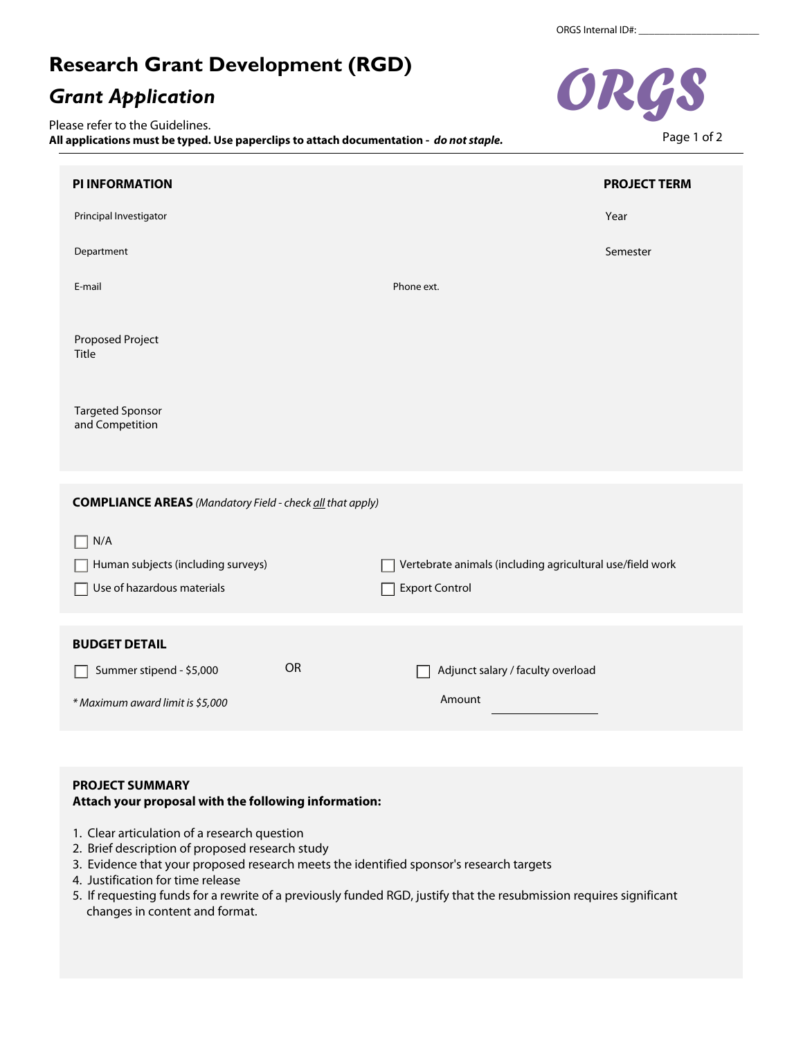ORGS Internal ID#: ______________________

# Research Grant Development (RGD)

## *Grant Application*

ORGS

Please refer to the Guidelines.
**All applications must be typed. Use paperclips to attach documentation - *do not staple.***

### PI INFORMATION

Principal Investigator

Department

E-mail

Phone ext.

Proposed Project Title

Targeted Sponsor and Competition

### PROJECT TERM

Year

Semester

### COMPLIANCE AREAS *(Mandatory Field - check all that apply)*

☐ N/A

☐ Human subjects (including surveys)

☐ Vertebrate animals (including agricultural use/field work

☐ Use of hazardous materials

☐ Export Control

### BUDGET DETAIL

☐ Summer stipend - $5,000

OR

☐ Adjunct salary / faculty overload

Amount ______________

*\* Maximum award limit is $5,000*

### PROJECT SUMMARY

**Attach your proposal with the following information:**

1. Clear articulation of a research question
2. Brief description of proposed research study
3. Evidence that your proposed research meets the identified sponsor's research targets
4. Justification for time release
5. If requesting funds for a rewrite of a previously funded RGD, justify that the resubmission requires significant changes in content and format.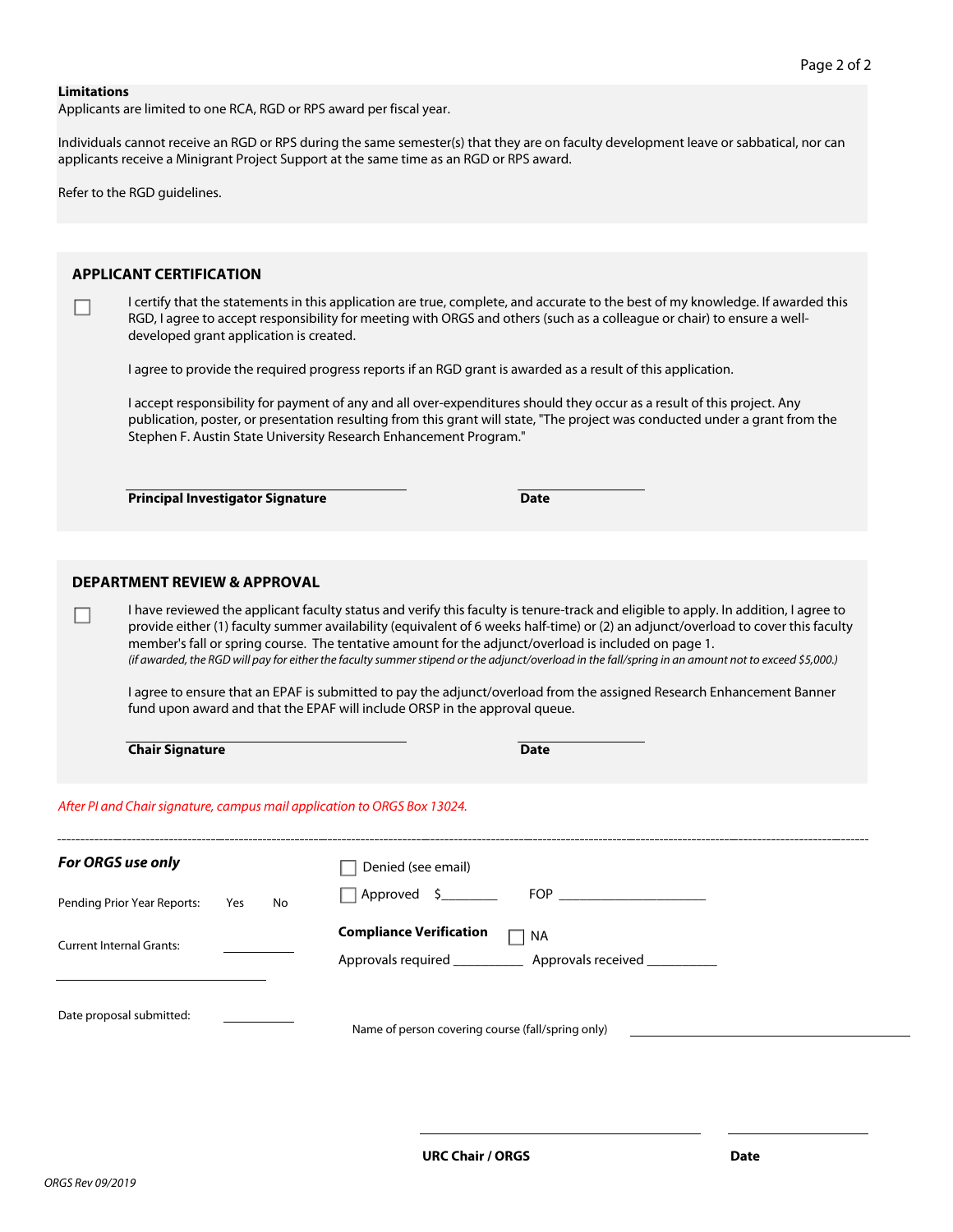**Limitations**

Applicants are limited to one RCA, RGD or RPS award per fiscal year.

Individuals cannot receive an RGD or RPS during the same semester(s) that they are on faculty development leave or sabbatical, nor can applicants receive a Minigrant Project Support at the same time as an RGD or RPS award.

Refer to the RGD guidelines.

## APPLICANT CERTIFICATION

☐ I certify that the statements in this application are true, complete, and accurate to the best of my knowledge. If awarded this RGD, I agree to accept responsibility for meeting with ORGS and others (such as a colleague or chair) to ensure a well-developed grant application is created.

I agree to provide the required progress reports if an RGD grant is awarded as a result of this application.

I accept responsibility for payment of any and all over-expenditures should they occur as a result of this project. Any publication, poster, or presentation resulting from this grant will state, "The project was conducted under a grant from the Stephen F. Austin State University Research Enhancement Program."

**Principal Investigator Signature** ____________________ **Date** __________

## DEPARTMENT REVIEW & APPROVAL

☐ I have reviewed the applicant faculty status and verify this faculty is tenure-track and eligible to apply. In addition, I agree to provide either (1) faculty summer availability (equivalent of 6 weeks half-time) or (2) an adjunct/overload to cover this faculty member's fall or spring course. The tentative amount for the adjunct/overload is included on page 1.
*(if awarded, the RGD will pay for either the faculty summer stipend or the adjunct/overload in the fall/spring in an amount not to exceed $5,000.)*

I agree to ensure that an EPAF is submitted to pay the adjunct/overload from the assigned Research Enhancement Banner fund upon award and that the EPAF will include ORSP in the approval queue.

**Chair Signature** ____________________ **Date** __________

*After PI and Chair signature, campus mail application to ORGS Box 13024.*

---

***For ORGS use only***

Pending Prior Year Reports: Yes No

Current Internal Grants: __________

______________________________

Date proposal submitted: __________

☐ Denied (see email)

☐ Approved $________ FOP ____________________

**Compliance Verification** ☐ NA

Approvals required __________ Approvals received __________

Name of person covering course (fall/spring only) ______________________________

**URC Chair / ORGS** ____________________ **Date** __________

*ORGS Rev 09/2019*